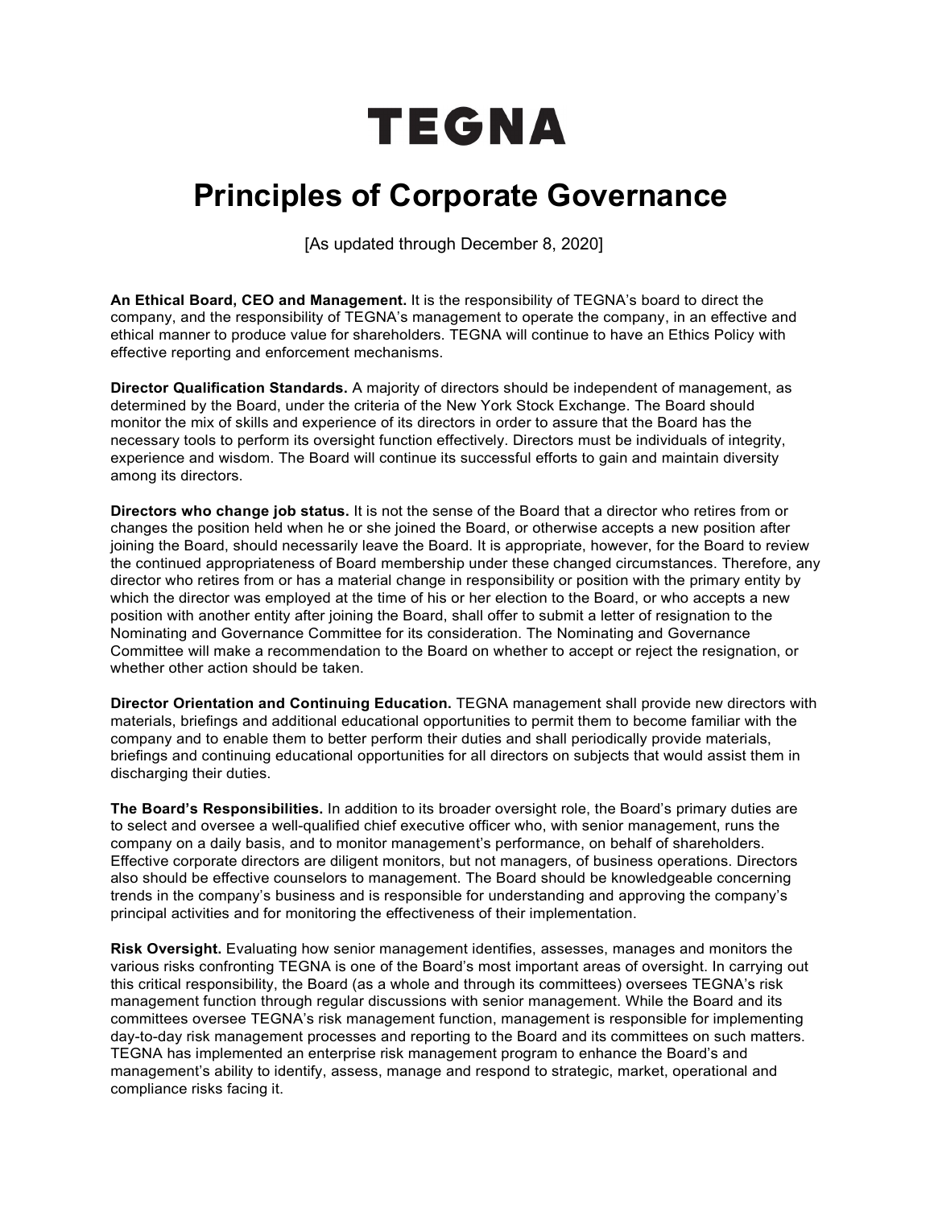# TEGNA

## Principles of Corporate Governance

[As updated through December 8, 2020]

**An Ethical Board, CEO and Management.** It is the responsibility of TEGNA's board to direct the company, and the responsibility of TEGNA's management to operate the company, in an effective and ethical manner to produce value for shareholders. TEGNA will continue to have an Ethics Policy with effective reporting and enforcement mechanisms.

**Director Qualification Standards.** A majority of directors should be independent of management, as determined by the Board, under the criteria of the New York Stock Exchange. The Board should monitor the mix of skills and experience of its directors in order to assure that the Board has the necessary tools to perform its oversight function effectively. Directors must be individuals of integrity, experience and wisdom. The Board will continue its successful efforts to gain and maintain diversity among its directors.

**Directors who change job status.** It is not the sense of the Board that a director who retires from or changes the position held when he or she joined the Board, or otherwise accepts a new position after joining the Board, should necessarily leave the Board. It is appropriate, however, for the Board to review the continued appropriateness of Board membership under these changed circumstances. Therefore, any director who retires from or has a material change in responsibility or position with the primary entity by which the director was employed at the time of his or her election to the Board, or who accepts a new position with another entity after joining the Board, shall offer to submit a letter of resignation to the Nominating and Governance Committee for its consideration. The Nominating and Governance Committee will make a recommendation to the Board on whether to accept or reject the resignation, or whether other action should be taken.

**Director Orientation and Continuing Education.** TEGNA management shall provide new directors with materials, briefings and additional educational opportunities to permit them to become familiar with the company and to enable them to better perform their duties and shall periodically provide materials, briefings and continuing educational opportunities for all directors on subjects that would assist them in discharging their duties.

**The Board's Responsibilities.** In addition to its broader oversight role, the Board's primary duties are to select and oversee a well-qualified chief executive officer who, with senior management, runs the company on a daily basis, and to monitor management's performance, on behalf of shareholders. Effective corporate directors are diligent monitors, but not managers, of business operations. Directors also should be effective counselors to management. The Board should be knowledgeable concerning trends in the company's business and is responsible for understanding and approving the company's principal activities and for monitoring the effectiveness of their implementation.

**Risk Oversight.** Evaluating how senior management identifies, assesses, manages and monitors the various risks confronting TEGNA is one of the Board's most important areas of oversight. In carrying out this critical responsibility, the Board (as a whole and through its committees) oversees TEGNA's risk management function through regular discussions with senior management. While the Board and its committees oversee TEGNA's risk management function, management is responsible for implementing day-to-day risk management processes and reporting to the Board and its committees on such matters. TEGNA has implemented an enterprise risk management program to enhance the Board's and management's ability to identify, assess, manage and respond to strategic, market, operational and compliance risks facing it.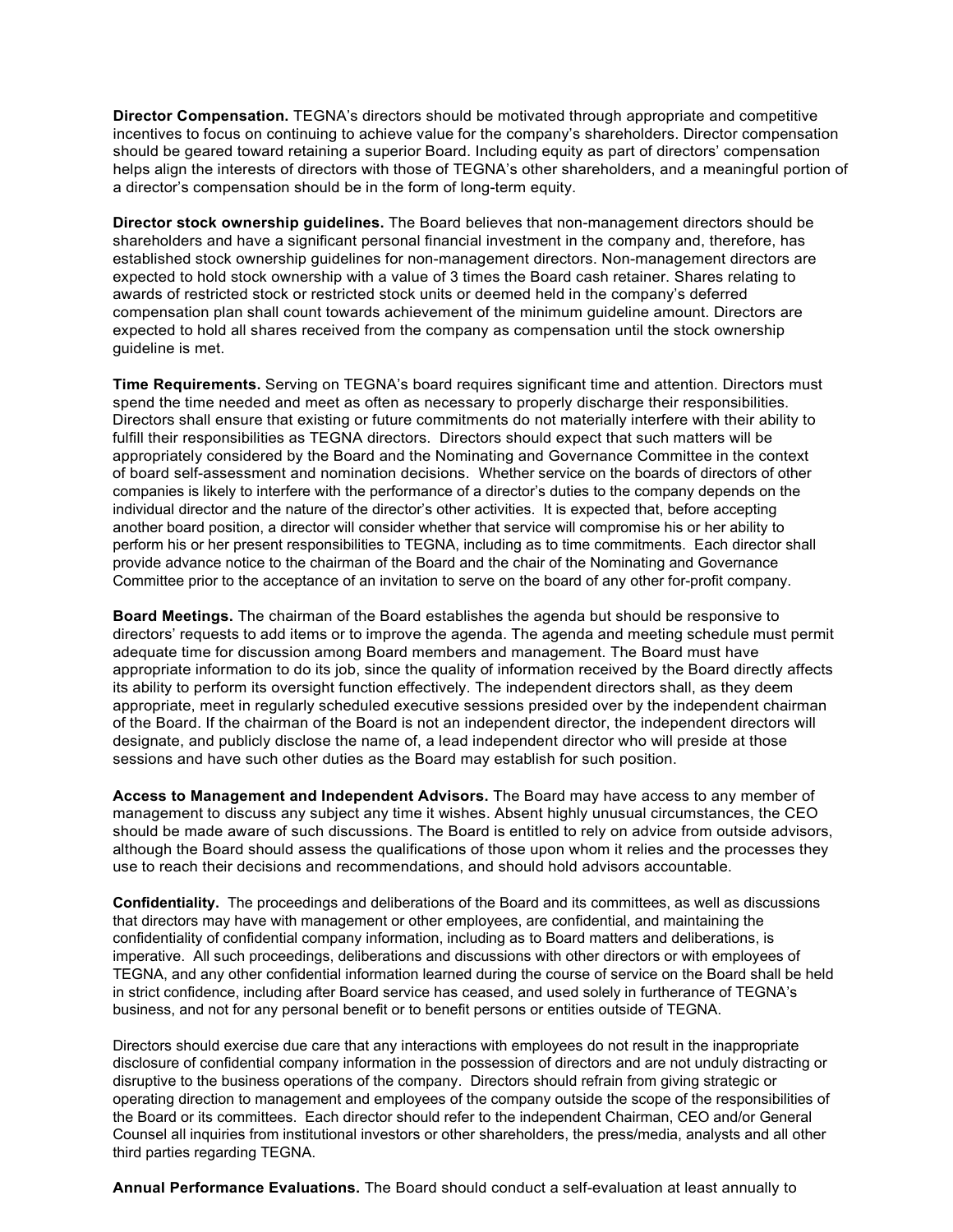**Director Compensation.** TEGNA's directors should be motivated through appropriate and competitive incentives to focus on continuing to achieve value for the company's shareholders. Director compensation should be geared toward retaining a superior Board. Including equity as part of directors' compensation helps align the interests of directors with those of TEGNA's other shareholders, and a meaningful portion of a director's compensation should be in the form of long-term equity.

**Director stock ownership guidelines.** The Board believes that non-management directors should be shareholders and have a significant personal financial investment in the company and, therefore, has established stock ownership guidelines for non-management directors. Non-management directors are expected to hold stock ownership with a value of 3 times the Board cash retainer. Shares relating to awards of restricted stock or restricted stock units or deemed held in the company's deferred compensation plan shall count towards achievement of the minimum guideline amount. Directors are expected to hold all shares received from the company as compensation until the stock ownership guideline is met.

**Time Requirements.** Serving on TEGNA's board requires significant time and attention. Directors must spend the time needed and meet as often as necessary to properly discharge their responsibilities. Directors shall ensure that existing or future commitments do not materially interfere with their ability to fulfill their responsibilities as TEGNA directors. Directors should expect that such matters will be appropriately considered by the Board and the Nominating and Governance Committee in the context of board self-assessment and nomination decisions. Whether service on the boards of directors of other companies is likely to interfere with the performance of a director's duties to the company depends on the individual director and the nature of the director's other activities. It is expected that, before accepting another board position, a director will consider whether that service will compromise his or her ability to perform his or her present responsibilities to TEGNA, including as to time commitments. Each director shall provide advance notice to the chairman of the Board and the chair of the Nominating and Governance Committee prior to the acceptance of an invitation to serve on the board of any other for-profit company.

**Board Meetings.** The chairman of the Board establishes the agenda but should be responsive to directors' requests to add items or to improve the agenda. The agenda and meeting schedule must permit adequate time for discussion among Board members and management. The Board must have appropriate information to do its job, since the quality of information received by the Board directly affects its ability to perform its oversight function effectively. The independent directors shall, as they deem appropriate, meet in regularly scheduled executive sessions presided over by the independent chairman of the Board. If the chairman of the Board is not an independent director, the independent directors will designate, and publicly disclose the name of, a lead independent director who will preside at those sessions and have such other duties as the Board may establish for such position.

**Access to Management and Independent Advisors.** The Board may have access to any member of management to discuss any subject any time it wishes. Absent highly unusual circumstances, the CEO should be made aware of such discussions. The Board is entitled to rely on advice from outside advisors, although the Board should assess the qualifications of those upon whom it relies and the processes they use to reach their decisions and recommendations, and should hold advisors accountable.

**Confidentiality.** The proceedings and deliberations of the Board and its committees, as well as discussions that directors may have with management or other employees, are confidential, and maintaining the confidentiality of confidential company information, including as to Board matters and deliberations, is imperative. All such proceedings, deliberations and discussions with other directors or with employees of TEGNA, and any other confidential information learned during the course of service on the Board shall be held in strict confidence, including after Board service has ceased, and used solely in furtherance of TEGNA's business, and not for any personal benefit or to benefit persons or entities outside of TEGNA.

Directors should exercise due care that any interactions with employees do not result in the inappropriate disclosure of confidential company information in the possession of directors and are not unduly distracting or disruptive to the business operations of the company. Directors should refrain from giving strategic or operating direction to management and employees of the company outside the scope of the responsibilities of the Board or its committees. Each director should refer to the independent Chairman, CEO and/or General Counsel all inquiries from institutional investors or other shareholders, the press/media, analysts and all other third parties regarding TEGNA.

**Annual Performance Evaluations.** The Board should conduct a self-evaluation at least annually to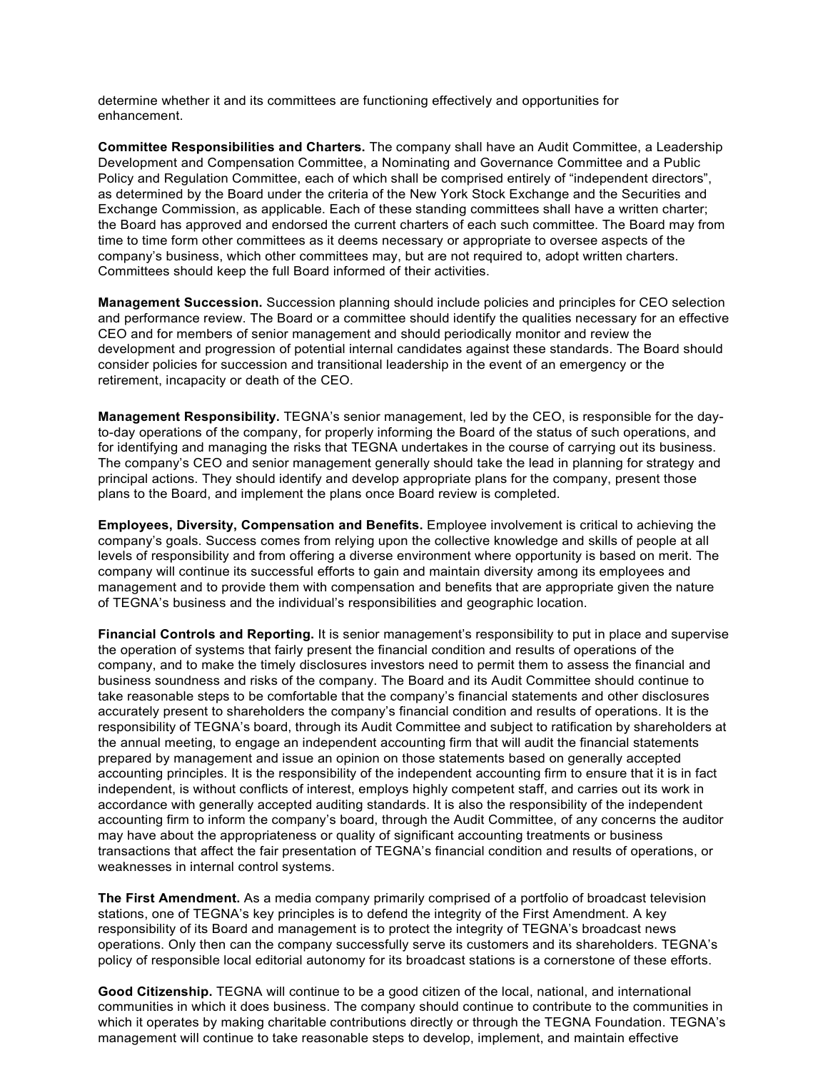determine whether it and its committees are functioning effectively and opportunities for enhancement.

**Committee Responsibilities and Charters.** The company shall have an Audit Committee, a Leadership Development and Compensation Committee, a Nominating and Governance Committee and a Public Policy and Regulation Committee, each of which shall be comprised entirely of "independent directors", as determined by the Board under the criteria of the New York Stock Exchange and the Securities and Exchange Commission, as applicable. Each of these standing committees shall have a written charter; the Board has approved and endorsed the current charters of each such committee. The Board may from time to time form other committees as it deems necessary or appropriate to oversee aspects of the company's business, which other committees may, but are not required to, adopt written charters. Committees should keep the full Board informed of their activities.

**Management Succession.** Succession planning should include policies and principles for CEO selection and performance review. The Board or a committee should identify the qualities necessary for an effective CEO and for members of senior management and should periodically monitor and review the development and progression of potential internal candidates against these standards. The Board should consider policies for succession and transitional leadership in the event of an emergency or the retirement, incapacity or death of the CEO.

**Management Responsibility.** TEGNA's senior management, led by the CEO, is responsible for the day-to-day operations of the company, for properly informing the Board of the status of such operations, and for identifying and managing the risks that TEGNA undertakes in the course of carrying out its business. The company's CEO and senior management generally should take the lead in planning for strategy and principal actions. They should identify and develop appropriate plans for the company, present those plans to the Board, and implement the plans once Board review is completed.

**Employees, Diversity, Compensation and Benefits.** Employee involvement is critical to achieving the company's goals. Success comes from relying upon the collective knowledge and skills of people at all levels of responsibility and from offering a diverse environment where opportunity is based on merit. The company will continue its successful efforts to gain and maintain diversity among its employees and management and to provide them with compensation and benefits that are appropriate given the nature of TEGNA's business and the individual's responsibilities and geographic location.

**Financial Controls and Reporting.** It is senior management's responsibility to put in place and supervise the operation of systems that fairly present the financial condition and results of operations of the company, and to make the timely disclosures investors need to permit them to assess the financial and business soundness and risks of the company. The Board and its Audit Committee should continue to take reasonable steps to be comfortable that the company's financial statements and other disclosures accurately present to shareholders the company's financial condition and results of operations. It is the responsibility of TEGNA's board, through its Audit Committee and subject to ratification by shareholders at the annual meeting, to engage an independent accounting firm that will audit the financial statements prepared by management and issue an opinion on those statements based on generally accepted accounting principles. It is the responsibility of the independent accounting firm to ensure that it is in fact independent, is without conflicts of interest, employs highly competent staff, and carries out its work in accordance with generally accepted auditing standards. It is also the responsibility of the independent accounting firm to inform the company's board, through the Audit Committee, of any concerns the auditor may have about the appropriateness or quality of significant accounting treatments or business transactions that affect the fair presentation of TEGNA's financial condition and results of operations, or weaknesses in internal control systems.

**The First Amendment.** As a media company primarily comprised of a portfolio of broadcast television stations, one of TEGNA's key principles is to defend the integrity of the First Amendment. A key responsibility of its Board and management is to protect the integrity of TEGNA's broadcast news operations. Only then can the company successfully serve its customers and its shareholders. TEGNA's policy of responsible local editorial autonomy for its broadcast stations is a cornerstone of these efforts.

**Good Citizenship.** TEGNA will continue to be a good citizen of the local, national, and international communities in which it does business. The company should continue to contribute to the communities in which it operates by making charitable contributions directly or through the TEGNA Foundation. TEGNA's management will continue to take reasonable steps to develop, implement, and maintain effective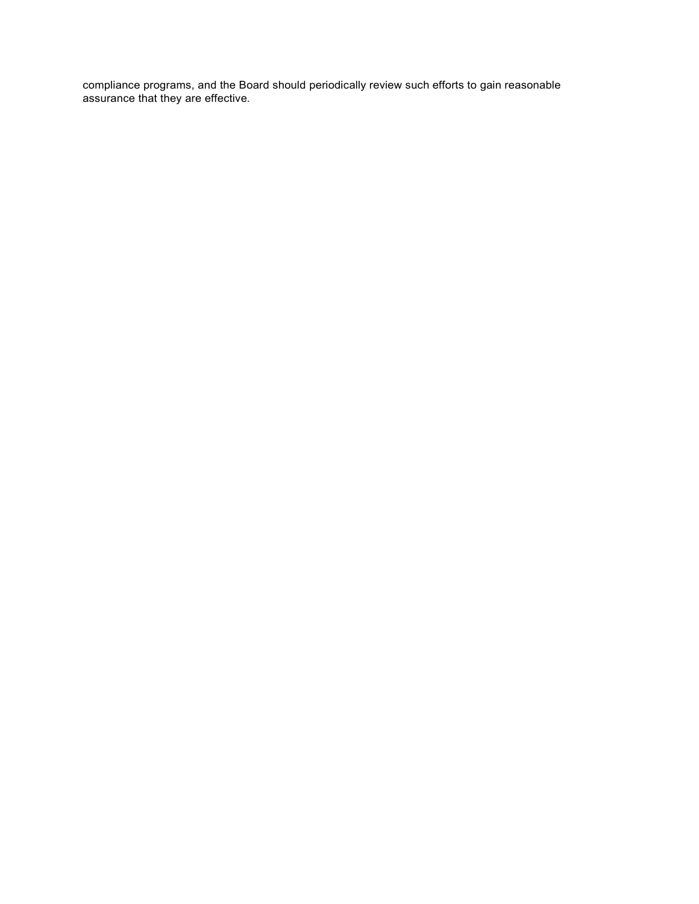compliance programs, and the Board should periodically review such efforts to gain reasonable assurance that they are effective.